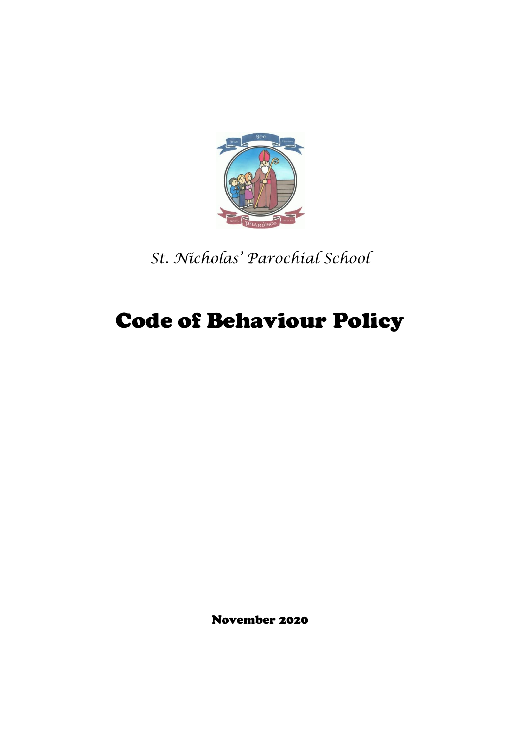*St. Nicholas' Parochial School*

# Code of Behaviour Policy

**November 2020**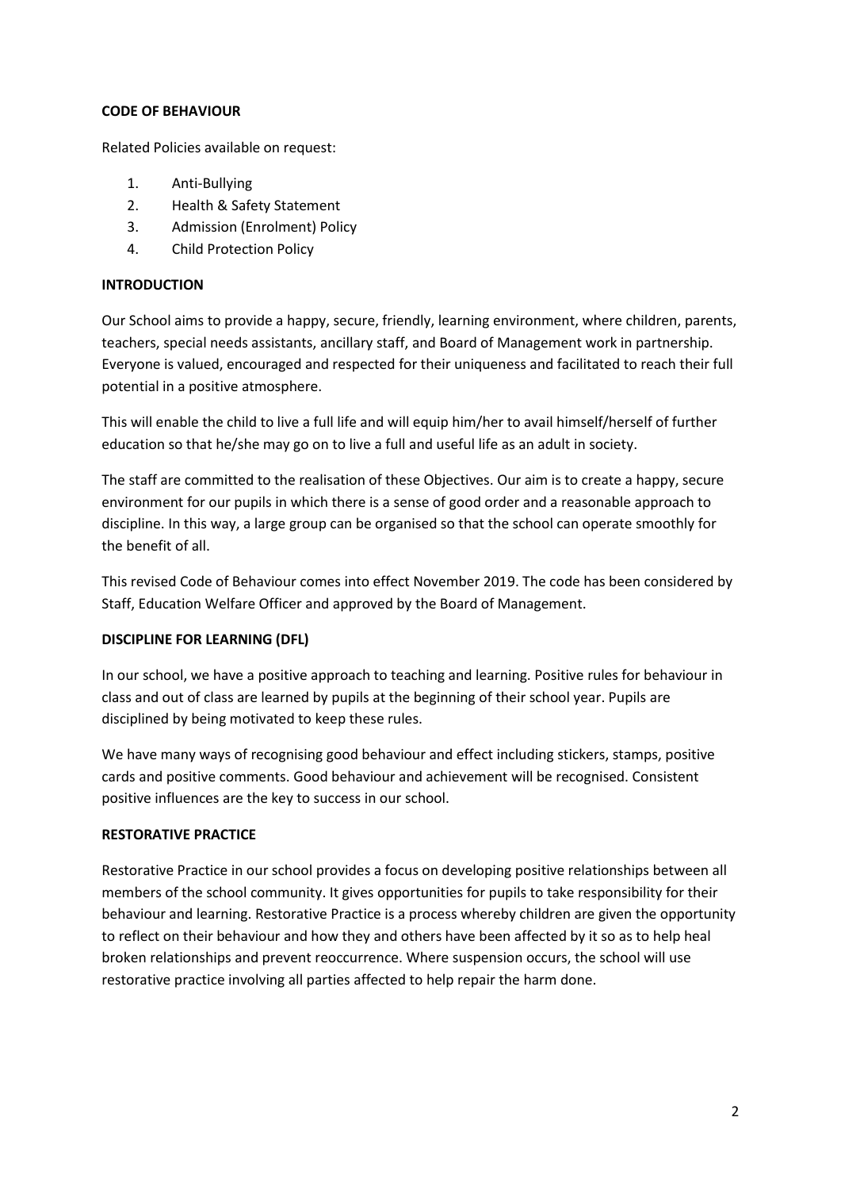## CODE OF BEHAVIOUR

Related Policies available on request:

1. Anti-Bullying
2. Health & Safety Statement
3. Admission (Enrolment) Policy
4. Child Protection Policy

## INTRODUCTION

Our School aims to provide a happy, secure, friendly, learning environment, where children, parents, teachers, special needs assistants, ancillary staff, and Board of Management work in partnership. Everyone is valued, encouraged and respected for their uniqueness and facilitated to reach their full potential in a positive atmosphere.

This will enable the child to live a full life and will equip him/her to avail himself/herself of further education so that he/she may go on to live a full and useful life as an adult in society.

The staff are committed to the realisation of these Objectives. Our aim is to create a happy, secure environment for our pupils in which there is a sense of good order and a reasonable approach to discipline. In this way, a large group can be organised so that the school can operate smoothly for the benefit of all.

This revised Code of Behaviour comes into effect November 2019. The code has been considered by Staff, Education Welfare Officer and approved by the Board of Management.

## DISCIPLINE FOR LEARNING (DFL)

In our school, we have a positive approach to teaching and learning. Positive rules for behaviour in class and out of class are learned by pupils at the beginning of their school year. Pupils are disciplined by being motivated to keep these rules.

We have many ways of recognising good behaviour and effect including stickers, stamps, positive cards and positive comments. Good behaviour and achievement will be recognised. Consistent positive influences are the key to success in our school.

## RESTORATIVE PRACTICE

Restorative Practice in our school provides a focus on developing positive relationships between all members of the school community. It gives opportunities for pupils to take responsibility for their behaviour and learning. Restorative Practice is a process whereby children are given the opportunity to reflect on their behaviour and how they and others have been affected by it so as to help heal broken relationships and prevent reoccurrence. Where suspension occurs, the school will use restorative practice involving all parties affected to help repair the harm done.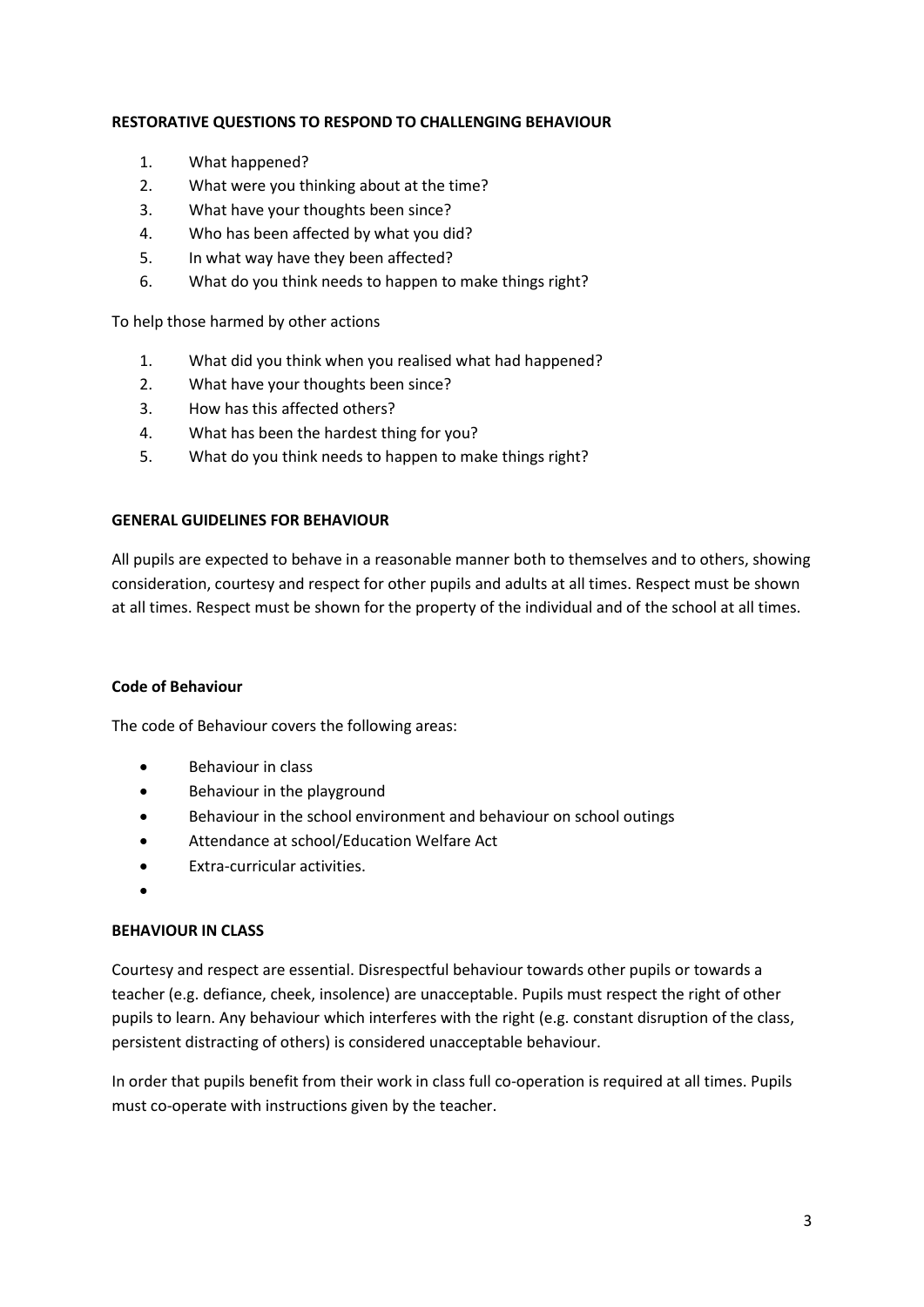**RESTORATIVE QUESTIONS TO RESPOND TO CHALLENGING BEHAVIOUR**

1. What happened?
2. What were you thinking about at the time?
3. What have your thoughts been since?
4. Who has been affected by what you did?
5. In what way have they been affected?
6. What do you think needs to happen to make things right?

To help those harmed by other actions

1. What did you think when you realised what had happened?
2. What have your thoughts been since?
3. How has this affected others?
4. What has been the hardest thing for you?
5. What do you think needs to happen to make things right?

**GENERAL GUIDELINES FOR BEHAVIOUR**

All pupils are expected to behave in a reasonable manner both to themselves and to others, showing consideration, courtesy and respect for other pupils and adults at all times. Respect must be shown at all times. Respect must be shown for the property of the individual and of the school at all times.

**Code of Behaviour**

The code of Behaviour covers the following areas:

- Behaviour in class
- Behaviour in the playground
- Behaviour in the school environment and behaviour on school outings
- Attendance at school/Education Welfare Act
- Extra-curricular activities.

**BEHAVIOUR IN CLASS**

Courtesy and respect are essential. Disrespectful behaviour towards other pupils or towards a teacher (e.g. defiance, cheek, insolence) are unacceptable. Pupils must respect the right of other pupils to learn. Any behaviour which interferes with the right (e.g. constant disruption of the class, persistent distracting of others) is considered unacceptable behaviour.

In order that pupils benefit from their work in class full co-operation is required at all times. Pupils must co-operate with instructions given by the teacher.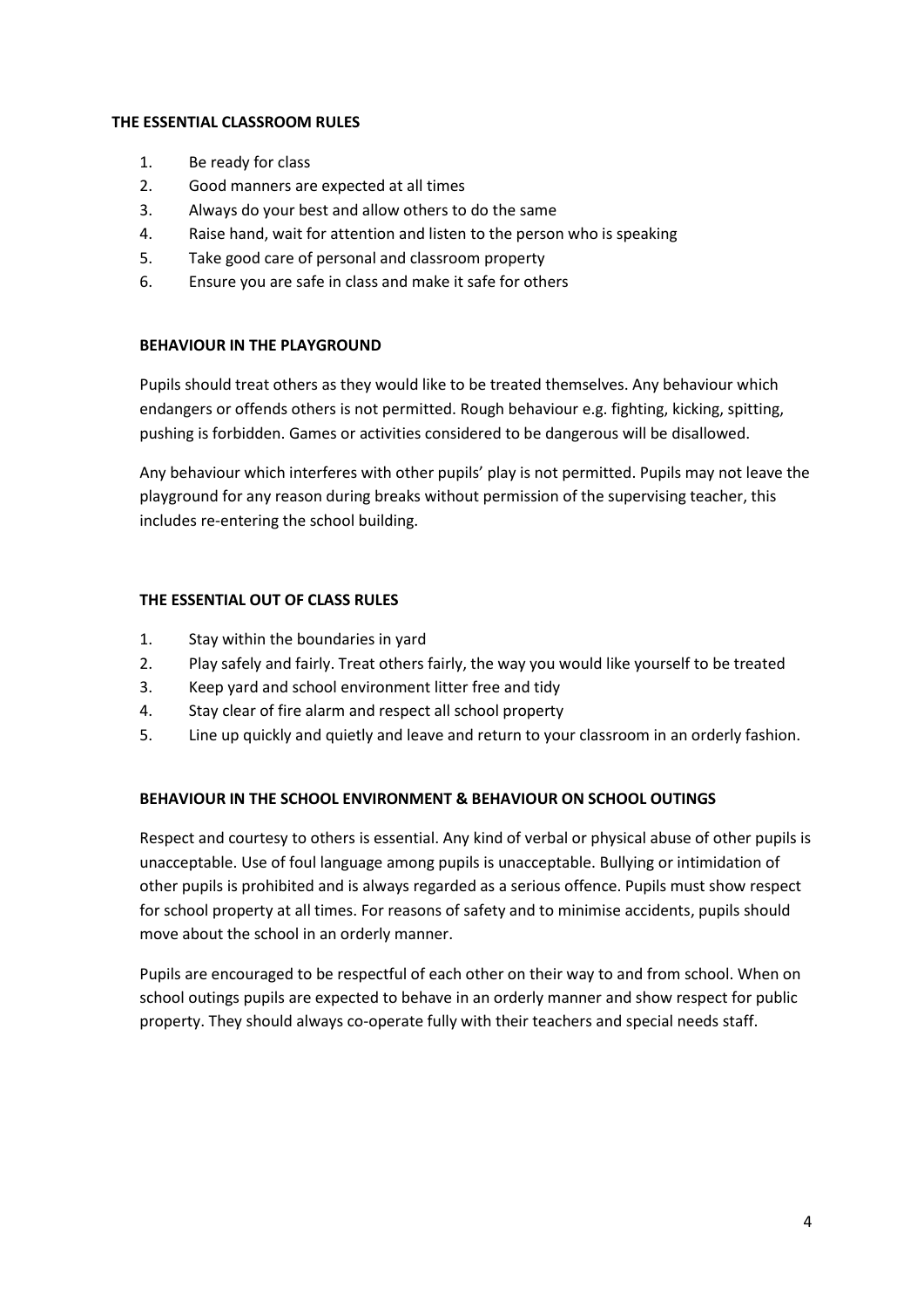### THE ESSENTIAL CLASSROOM RULES

1. Be ready for class
2. Good manners are expected at all times
3. Always do your best and allow others to do the same
4. Raise hand, wait for attention and listen to the person who is speaking
5. Take good care of personal and classroom property
6. Ensure you are safe in class and make it safe for others

### BEHAVIOUR IN THE PLAYGROUND

Pupils should treat others as they would like to be treated themselves. Any behaviour which endangers or offends others is not permitted. Rough behaviour e.g. fighting, kicking, spitting, pushing is forbidden. Games or activities considered to be dangerous will be disallowed.

Any behaviour which interferes with other pupils' play is not permitted. Pupils may not leave the playground for any reason during breaks without permission of the supervising teacher, this includes re-entering the school building.

### THE ESSENTIAL OUT OF CLASS RULES

1. Stay within the boundaries in yard
2. Play safely and fairly. Treat others fairly, the way you would like yourself to be treated
3. Keep yard and school environment litter free and tidy
4. Stay clear of fire alarm and respect all school property
5. Line up quickly and quietly and leave and return to your classroom in an orderly fashion.

### BEHAVIOUR IN THE SCHOOL ENVIRONMENT & BEHAVIOUR ON SCHOOL OUTINGS

Respect and courtesy to others is essential. Any kind of verbal or physical abuse of other pupils is unacceptable. Use of foul language among pupils is unacceptable. Bullying or intimidation of other pupils is prohibited and is always regarded as a serious offence. Pupils must show respect for school property at all times. For reasons of safety and to minimise accidents, pupils should move about the school in an orderly manner.

Pupils are encouraged to be respectful of each other on their way to and from school. When on school outings pupils are expected to behave in an orderly manner and show respect for public property. They should always co-operate fully with their teachers and special needs staff.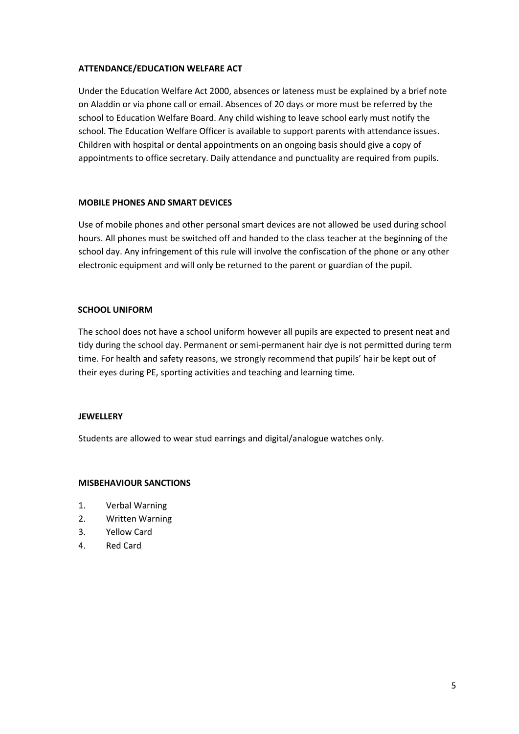## ATTENDANCE/EDUCATION WELFARE ACT

Under the Education Welfare Act 2000, absences or lateness must be explained by a brief note on Aladdin or via phone call or email. Absences of 20 days or more must be referred by the school to Education Welfare Board. Any child wishing to leave school early must notify the school. The Education Welfare Officer is available to support parents with attendance issues. Children with hospital or dental appointments on an ongoing basis should give a copy of appointments to office secretary. Daily attendance and punctuality are required from pupils.

## MOBILE PHONES AND SMART DEVICES

Use of mobile phones and other personal smart devices are not allowed be used during school hours. All phones must be switched off and handed to the class teacher at the beginning of the school day. Any infringement of this rule will involve the confiscation of the phone or any other electronic equipment and will only be returned to the parent or guardian of the pupil.

## SCHOOL UNIFORM

The school does not have a school uniform however all pupils are expected to present neat and tidy during the school day. Permanent or semi-permanent hair dye is not permitted during term time. For health and safety reasons, we strongly recommend that pupils' hair be kept out of their eyes during PE, sporting activities and teaching and learning time.

## JEWELLERY

Students are allowed to wear stud earrings and digital/analogue watches only.

## MISBEHAVIOUR SANCTIONS

1. Verbal Warning
2. Written Warning
3. Yellow Card
4. Red Card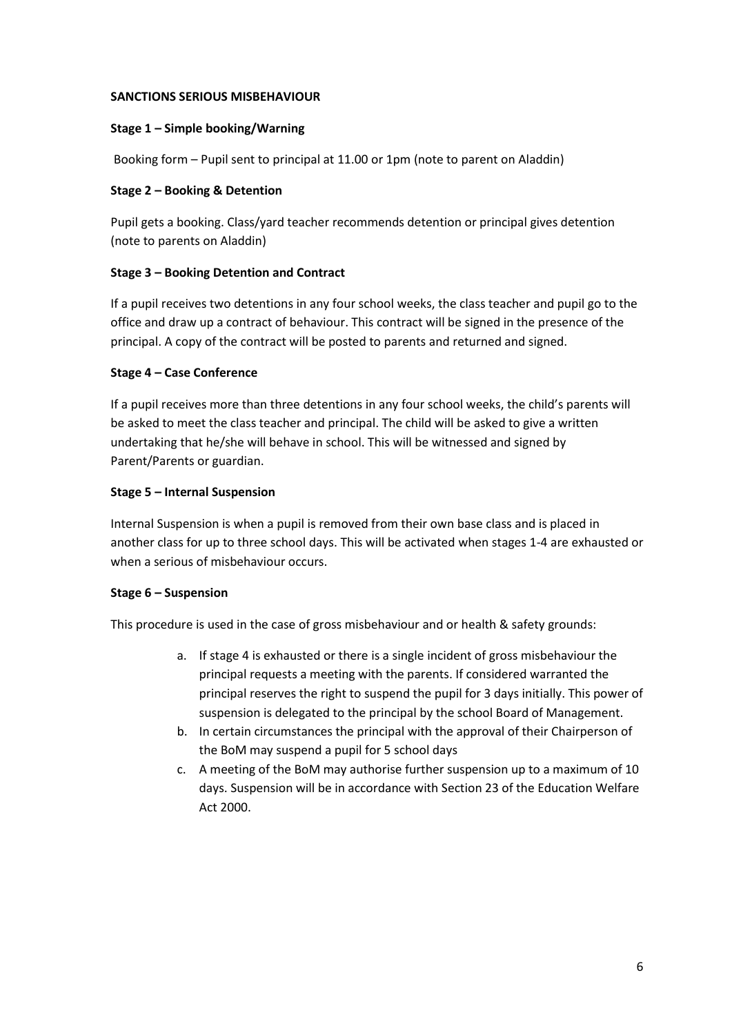**SANCTIONS SERIOUS MISBEHAVIOUR**

**Stage 1 – Simple booking/Warning**

Booking form – Pupil sent to principal at 11.00 or 1pm (note to parent on Aladdin)

**Stage 2 – Booking & Detention**

Pupil gets a booking. Class/yard teacher recommends detention or principal gives detention (note to parents on Aladdin)

**Stage 3 – Booking Detention and Contract**

If a pupil receives two detentions in any four school weeks, the class teacher and pupil go to the office and draw up a contract of behaviour. This contract will be signed in the presence of the principal. A copy of the contract will be posted to parents and returned and signed.

**Stage 4 – Case Conference**

If a pupil receives more than three detentions in any four school weeks, the child's parents will be asked to meet the class teacher and principal. The child will be asked to give a written undertaking that he/she will behave in school. This will be witnessed and signed by Parent/Parents or guardian.

**Stage 5 – Internal Suspension**

Internal Suspension is when a pupil is removed from their own base class and is placed in another class for up to three school days. This will be activated when stages 1-4 are exhausted or when a serious of misbehaviour occurs.

**Stage 6 – Suspension**

This procedure is used in the case of gross misbehaviour and or health & safety grounds:

a. If stage 4 is exhausted or there is a single incident of gross misbehaviour the principal requests a meeting with the parents. If considered warranted the principal reserves the right to suspend the pupil for 3 days initially. This power of suspension is delegated to the principal by the school Board of Management.
b. In certain circumstances the principal with the approval of their Chairperson of the BoM may suspend a pupil for 5 school days
c. A meeting of the BoM may authorise further suspension up to a maximum of 10 days. Suspension will be in accordance with Section 23 of the Education Welfare Act 2000.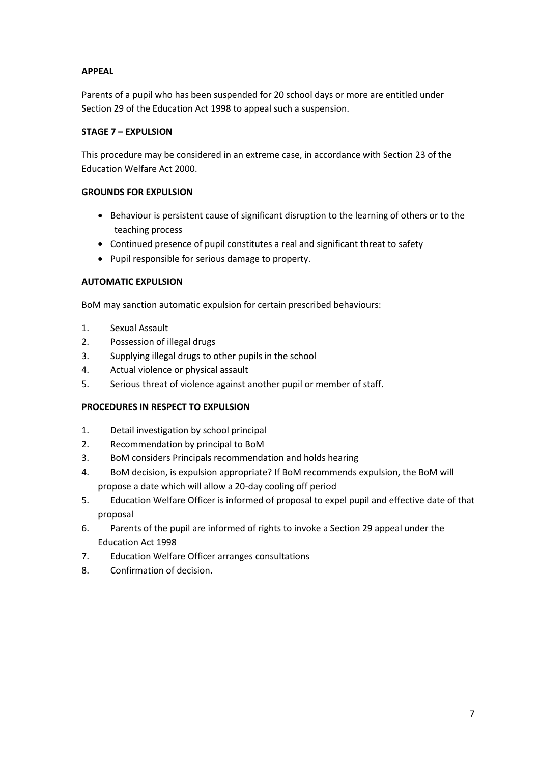**APPEAL**

Parents of a pupil who has been suspended for 20 school days or more are entitled under Section 29 of the Education Act 1998 to appeal such a suspension.

**STAGE 7 – EXPULSION**

This procedure may be considered in an extreme case, in accordance with Section 23 of the Education Welfare Act 2000.

**GROUNDS FOR EXPULSION**

- Behaviour is persistent cause of significant disruption to the learning of others or to the teaching process
- Continued presence of pupil constitutes a real and significant threat to safety
- Pupil responsible for serious damage to property.

**AUTOMATIC EXPULSION**

BoM may sanction automatic expulsion for certain prescribed behaviours:

1. Sexual Assault
2. Possession of illegal drugs
3. Supplying illegal drugs to other pupils in the school
4. Actual violence or physical assault
5. Serious threat of violence against another pupil or member of staff.

**PROCEDURES IN RESPECT TO EXPULSION**

1. Detail investigation by school principal
2. Recommendation by principal to BoM
3. BoM considers Principals recommendation and holds hearing
4. BoM decision, is expulsion appropriate? If BoM recommends expulsion, the BoM will propose a date which will allow a 20-day cooling off period
5. Education Welfare Officer is informed of proposal to expel pupil and effective date of that proposal
6. Parents of the pupil are informed of rights to invoke a Section 29 appeal under the Education Act 1998
7. Education Welfare Officer arranges consultations
8. Confirmation of decision.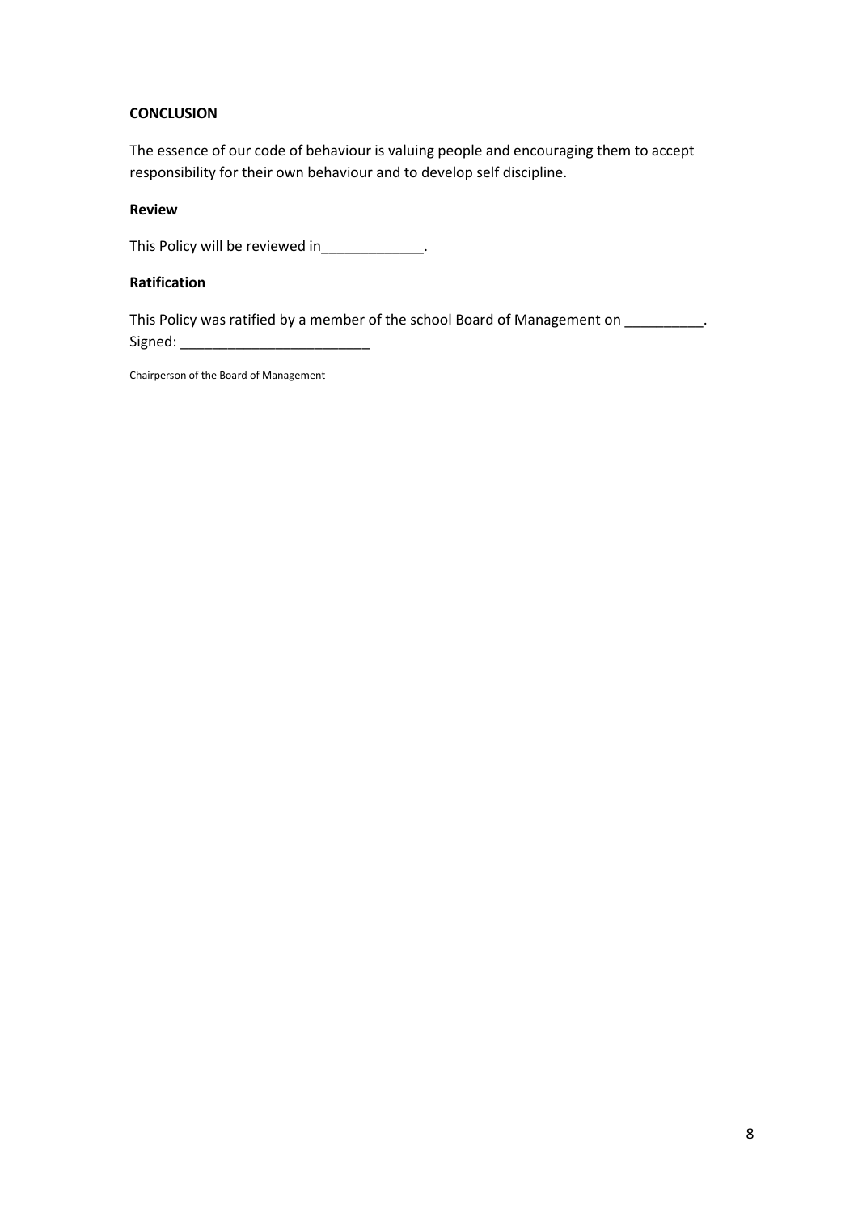**CONCLUSION**

The essence of our code of behaviour is valuing people and encouraging them to accept responsibility for their own behaviour and to develop self discipline.

**Review**

This Policy will be reviewed in_____________.

**Ratification**

This Policy was ratified by a member of the school Board of Management on __________.
Signed: ________________________

Chairperson of the Board of Management